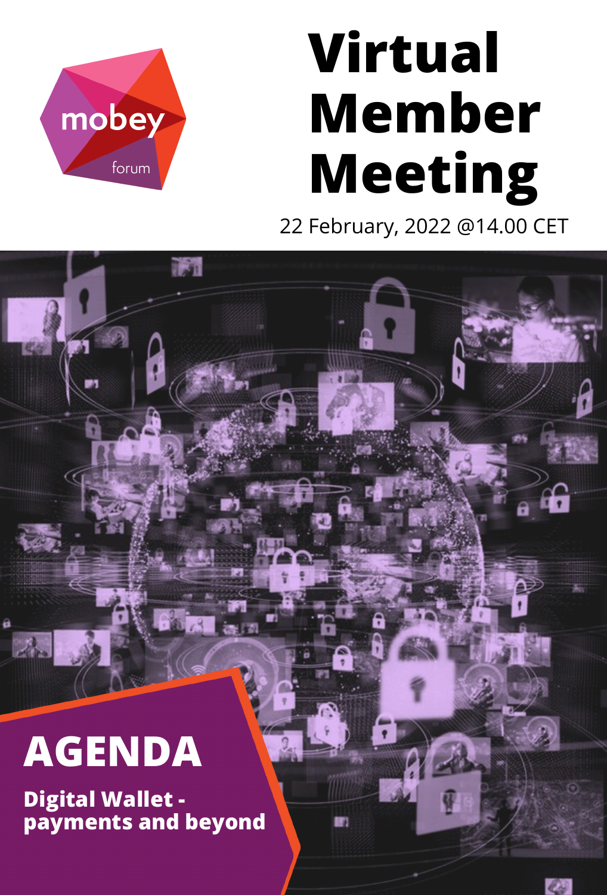mobey forum

# Virtual Member Meeting

22 February, 2022 @14.00 CET

## AGENDA

**Digital Wallet - payments and beyond**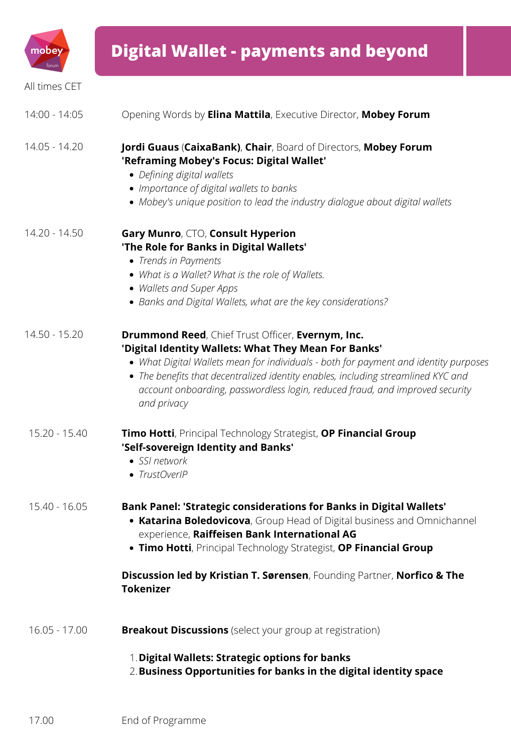# Digital Wallet - payments and beyond

All times CET

| | |
|---|---|
| 14:00 - 14:05 | Opening Words by **Elina Mattila**, Executive Director, **Mobey Forum** |
| 14.05 - 14.20 | **Jordi Guaus** (**CaixaBank)**, **Chair**, Board of Directors, **Mobey Forum**<br>**'Reframing Mobey's Focus: Digital Wallet'**<br>• *Defining digital wallets*<br>• *Importance of digital wallets to banks*<br>• *Mobey's unique position to lead the industry dialogue about digital wallets* |
| 14.20 - 14.50 | **Gary Munro**, CTO, **Consult Hyperion**<br>**'The Role for Banks in Digital Wallets'**<br>• *Trends in Payments*<br>• *What is a Wallet? What is the role of Wallets.*<br>• *Wallets and Super Apps*<br>• *Banks and Digital Wallets, what are the key considerations?* |
| 14.50 - 15.20 | **Drummond Reed**, Chief Trust Officer, **Evernym, Inc.**<br>**'Digital Identity Wallets: What They Mean For Banks'**<br>• *What Digital Wallets mean for individuals - both for payment and identity purposes*<br>• *The benefits that decentralized identity enables, including streamlined KYC and account onboarding, passwordless login, reduced fraud, and improved security and privacy* |
| 15.20 - 15.40 | **Timo Hotti**, Principal Technology Strategist, **OP Financial Group**<br>**'Self-sovereign Identity and Banks'**<br>• *SSI network*<br>• *TrustOverIP* |
| 15.40 - 16.05 | **Bank Panel: 'Strategic considerations for Banks in Digital Wallets'**<br>• **Katarina Boledovicova**, Group Head of Digital business and Omnichannel experience, **Raiffeisen Bank International AG**<br>• **Timo Hotti**, Principal Technology Strategist, **OP Financial Group**<br><br>**Discussion led by Kristian T. Sørensen**, Founding Partner, **Norfico & The Tokenizer** |
| 16.05 - 17.00 | **Breakout Discussions** (select your group at registration)<br>1. **Digital Wallets: Strategic options for banks**<br>2. **Business Opportunities for banks in the digital identity space** |
| 17.00 | End of Programme |